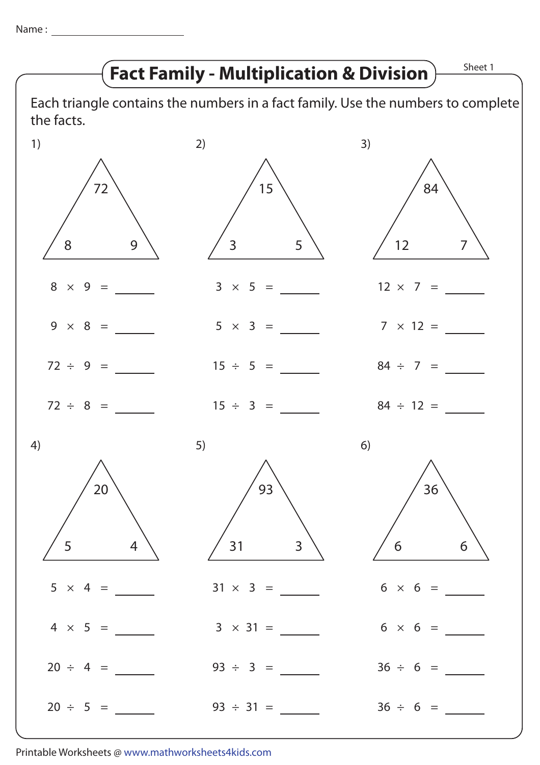Name : ____________________

# Fact Family - Multiplication & Division

Sheet 1

Each triangle contains the numbers in a fact family. Use the numbers to complete the facts.

1) Triangle: 72, 8, 9

$8 \times 9 =$ ______

$9 \times 8 =$ ______

$72 \div 9 =$ ______

$72 \div 8 =$ ______

2) Triangle: 15, 3, 5

$3 \times 5 =$ ______

$5 \times 3 =$ ______

$15 \div 5 =$ ______

$15 \div 3 =$ ______

3) Triangle: 84, 12, 7

$12 \times 7 =$ ______

$7 \times 12 =$ ______

$84 \div 7 =$ ______

$84 \div 12 =$ ______

4) Triangle: 20, 5, 4

$5 \times 4 =$ ______

$4 \times 5 =$ ______

$20 \div 4 =$ ______

$20 \div 5 =$ ______

5) Triangle: 93, 31, 3

$31 \times 3 =$ ______

$3 \times 31 =$ ______

$93 \div 3 =$ ______

$93 \div 31 =$ ______

6) Triangle: 36, 6, 6

$6 \times 6 =$ ______

$6 \times 6 =$ ______

$36 \div 6 =$ ______

$36 \div 6 =$ ______

Printable Worksheets @ www.mathworksheets4kids.com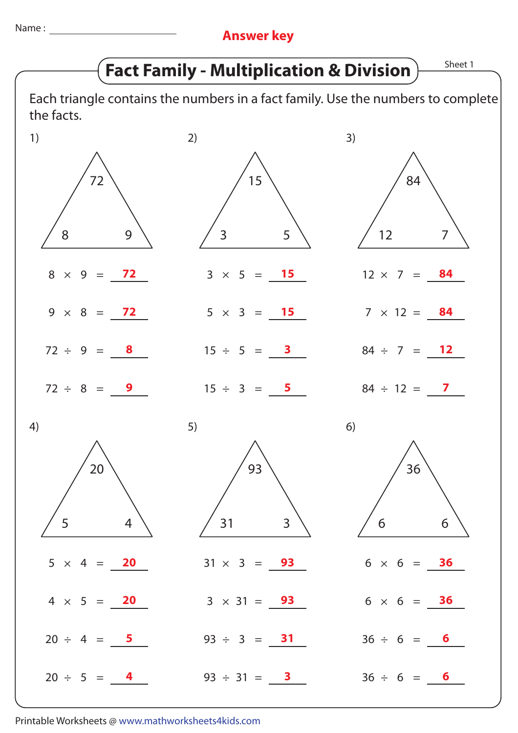Name : ____________________

**Answer key**

# Fact Family - Multiplication & Division

Sheet 1

Each triangle contains the numbers in a fact family. Use the numbers to complete the facts.

1)

72

8 9

$8 \times 9 =$ **72**

$9 \times 8 =$ **72**

$72 \div 9 =$ **8**

$72 \div 8 =$ **9**

2)

15

3 5

$3 \times 5 =$ **15**

$5 \times 3 =$ **15**

$15 \div 5 =$ **3**

$15 \div 3 =$ **5**

3)

84

12 7

$12 \times 7 =$ **84**

$7 \times 12 =$ **84**

$84 \div 7 =$ **12**

$84 \div 12 =$ **7**

4)

20

5 4

$5 \times 4 =$ **20**

$4 \times 5 =$ **20**

$20 \div 4 =$ **5**

$20 \div 5 =$ **4**

5)

93

31 3

$31 \times 3 =$ **93**

$3 \times 31 =$ **93**

$93 \div 3 =$ **31**

$93 \div 31 =$ **3**

6)

36

6 6

$6 \times 6 =$ **36**

$6 \times 6 =$ **36**

$36 \div 6 =$ **6**

$36 \div 6 =$ **6**

Printable Worksheets @ www.mathworksheets4kids.com